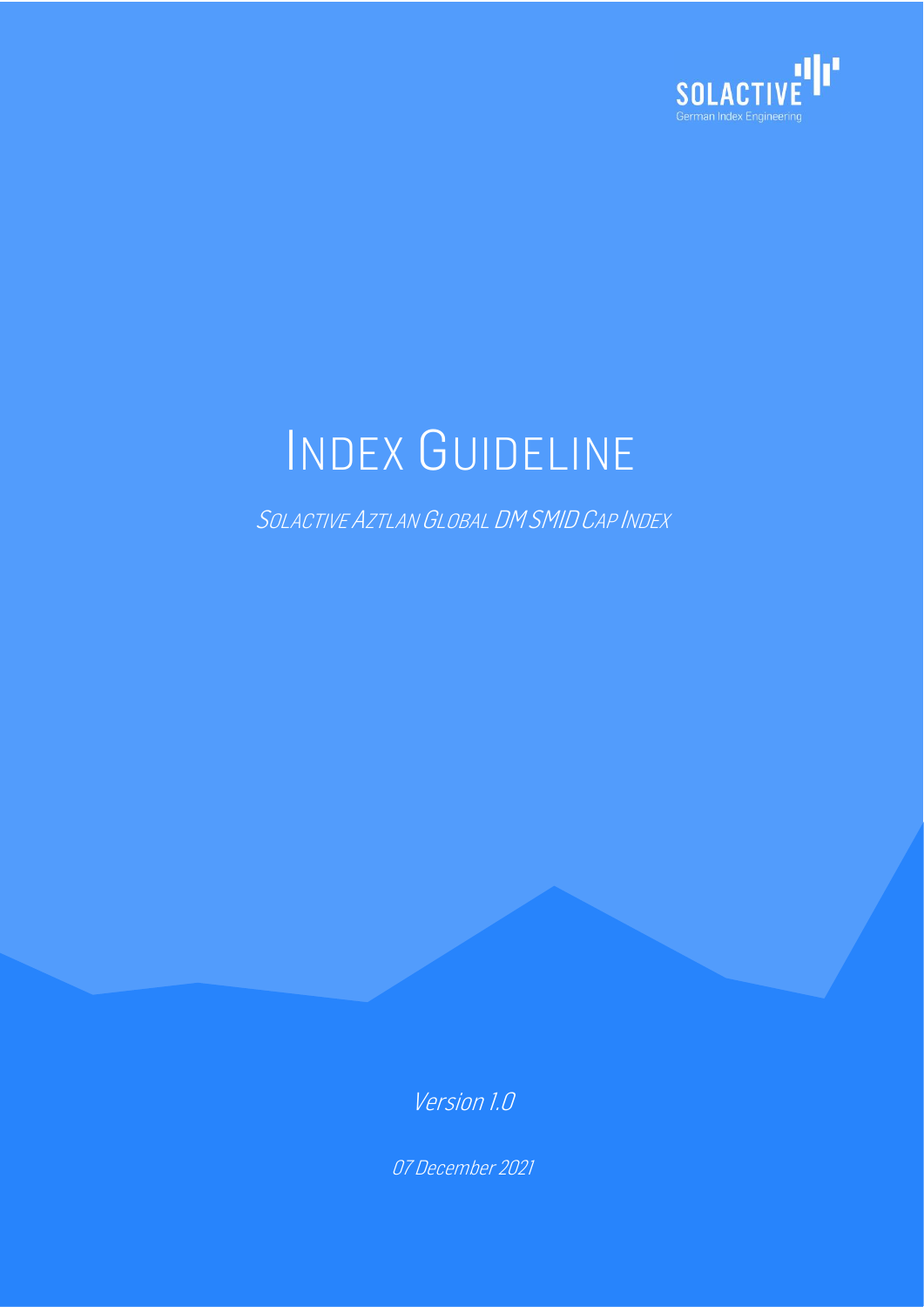SOLACTIVE

German Index Engineering

# INDEX GUIDELINE

*SOLACTIVE AZTLAN GLOBAL DM SMID CAP INDEX*

*Version 1.0*

*07 December 2021*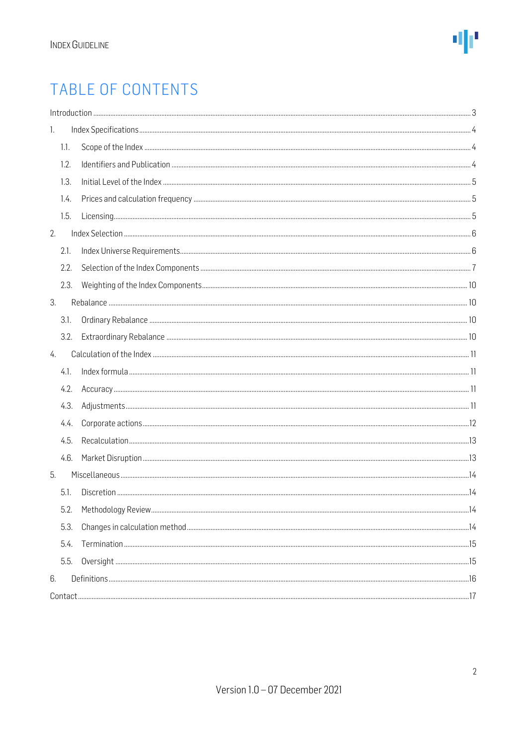# TABLE OF CONTENTS

Introduction ... 3

1. Index Specifications ... 4
   - 1.1. Scope of the Index ... 4
   - 1.2. Identifiers and Publication ... 4
   - 1.3. Initial Level of the Index ... 5
   - 1.4. Prices and calculation frequency ... 5
   - 1.5. Licensing ... 5
2. Index Selection ... 6
   - 2.1. Index Universe Requirements ... 6
   - 2.2. Selection of the Index Components ... 7
   - 2.3. Weighting of the Index Components ... 10
3. Rebalance ... 10
   - 3.1. Ordinary Rebalance ... 10
   - 3.2. Extraordinary Rebalance ... 10
4. Calculation of the Index ... 11
   - 4.1. Index formula ... 11
   - 4.2. Accuracy ... 11
   - 4.3. Adjustments ... 11
   - 4.4. Corporate actions ... 12
   - 4.5. Recalculation ... 13
   - 4.6. Market Disruption ... 13
5. Miscellaneous ... 14
   - 5.1. Discretion ... 14
   - 5.2. Methodology Review ... 14
   - 5.3. Changes in calculation method ... 14
   - 5.4. Termination ... 15
   - 5.5. Oversight ... 15
6. Definitions ... 16

Contact ... 17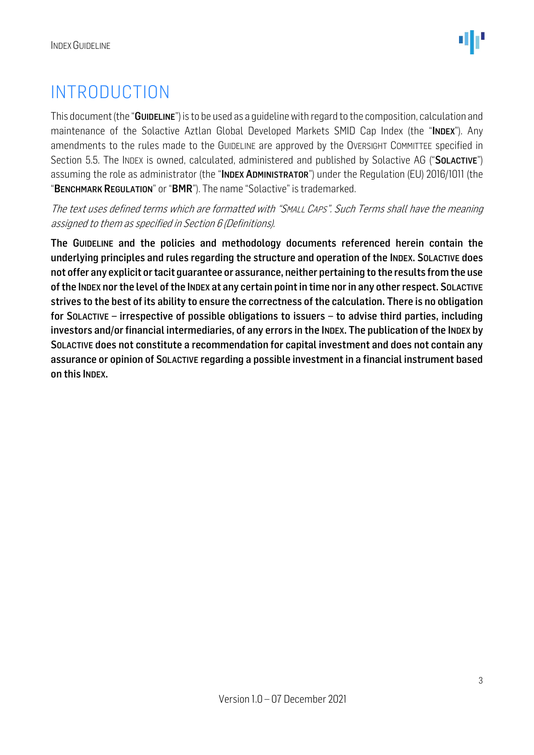# INTRODUCTION

This document (the "**GUIDELINE**") is to be used as a guideline with regard to the composition, calculation and maintenance of the Solactive Aztlan Global Developed Markets SMID Cap Index (the "**INDEX**"). Any amendments to the rules made to the GUIDELINE are approved by the OVERSIGHT COMMITTEE specified in Section 5.5. The INDEX is owned, calculated, administered and published by Solactive AG ("**SOLACTIVE**") assuming the role as administrator (the "**INDEX ADMINISTRATOR**") under the Regulation (EU) 2016/1011 (the "**BENCHMARK REGULATION**" or "**BMR**"). The name "Solactive" is trademarked.

*The text uses defined terms which are formatted with "SMALL CAPS". Such Terms shall have the meaning assigned to them as specified in Section 6 (Definitions).*

**The GUIDELINE and the policies and methodology documents referenced herein contain the underlying principles and rules regarding the structure and operation of the INDEX. SOLACTIVE does not offer any explicit or tacit guarantee or assurance, neither pertaining to the results from the use of the INDEX nor the level of the INDEX at any certain point in time nor in any other respect. SOLACTIVE strives to the best of its ability to ensure the correctness of the calculation. There is no obligation for SOLACTIVE – irrespective of possible obligations to issuers – to advise third parties, including investors and/or financial intermediaries, of any errors in the INDEX. The publication of the INDEX by SOLACTIVE does not constitute a recommendation for capital investment and does not contain any assurance or opinion of SOLACTIVE regarding a possible investment in a financial instrument based on this INDEX.**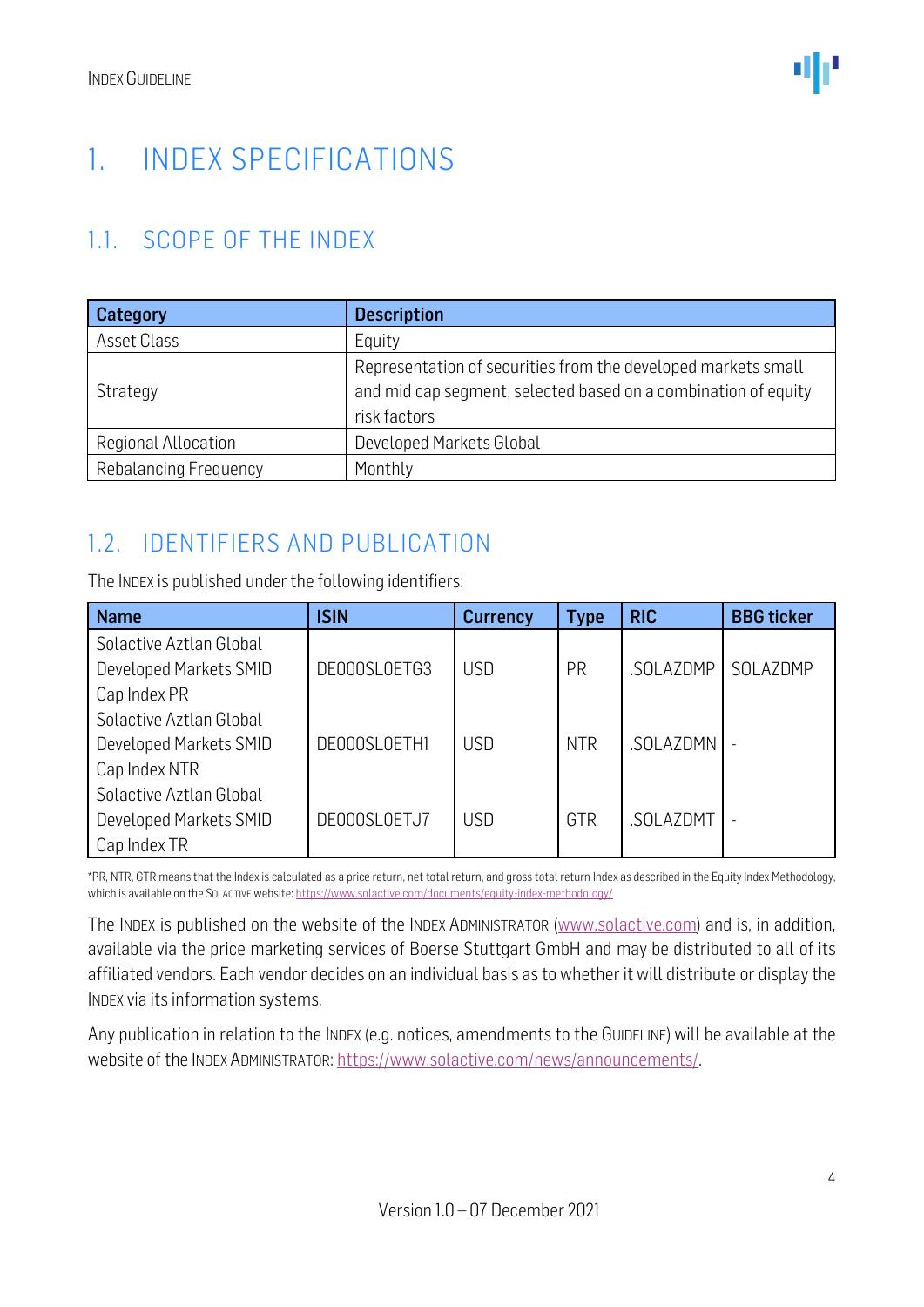# 1. INDEX SPECIFICATIONS

## 1.1. SCOPE OF THE INDEX

| Category | Description |
|---|---|
| Asset Class | Equity |
| Strategy | Representation of securities from the developed markets small and mid cap segment, selected based on a combination of equity risk factors |
| Regional Allocation | Developed Markets Global |
| Rebalancing Frequency | Monthly |

## 1.2. IDENTIFIERS AND PUBLICATION

The INDEX is published under the following identifiers:

| Name | ISIN | Currency | Type | RIC | BBG ticker |
|---|---|---|---|---|---|
| Solactive Aztlan Global Developed Markets SMID Cap Index PR | DE000SLOETG3 | USD | PR | .SOLAZDMP | SOLAZDMP |
| Solactive Aztlan Global Developed Markets SMID Cap Index NTR | DE000SLOETH1 | USD | NTR | .SOLAZDMN | - |
| Solactive Aztlan Global Developed Markets SMID Cap Index TR | DE000SLOETJ7 | USD | GTR | .SOLAZDMT | - |

*PR, NTR, GTR means that the Index is calculated as a price return, net total return, and gross total return Index as described in the Equity Index Methodology, which is available on the SOLACTIVE website: https://www.solactive.com/documents/equity-index-methodology/

The INDEX is published on the website of the INDEX ADMINISTRATOR (www.solactive.com) and is, in addition, available via the price marketing services of Boerse Stuttgart GmbH and may be distributed to all of its affiliated vendors. Each vendor decides on an individual basis as to whether it will distribute or display the INDEX via its information systems.

Any publication in relation to the INDEX (e.g. notices, amendments to the GUIDELINE) will be available at the website of the INDEX ADMINISTRATOR: https://www.solactive.com/news/announcements/.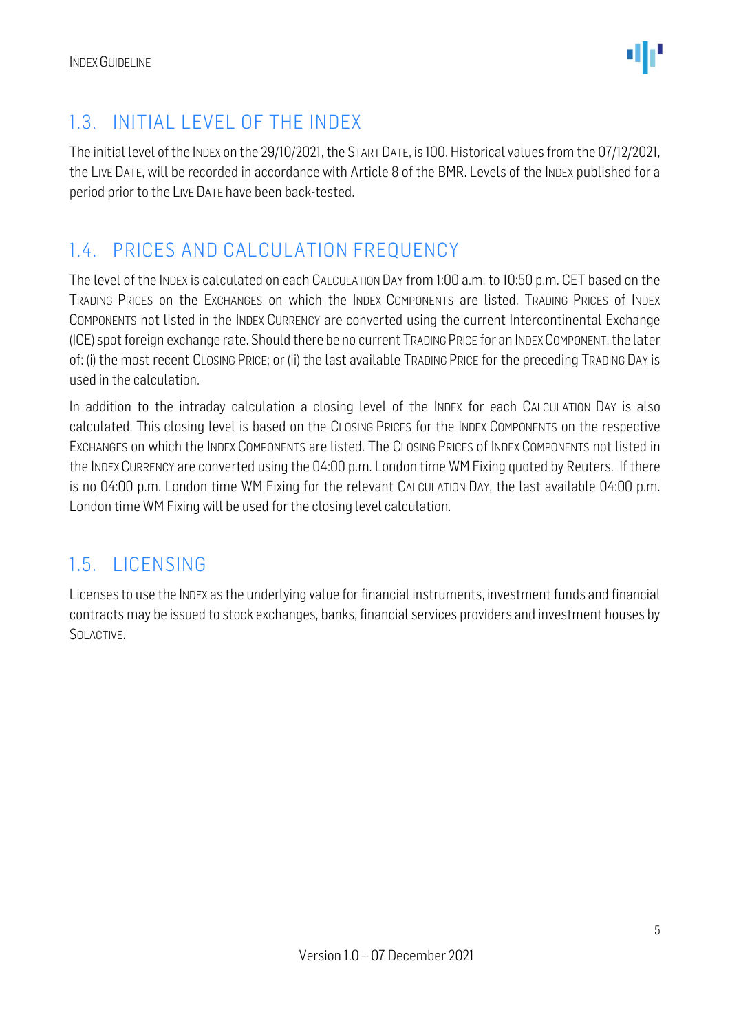## 1.3. INITIAL LEVEL OF THE INDEX

The initial level of the INDEX on the 29/10/2021, the START DATE, is 100. Historical values from the 07/12/2021, the LIVE DATE, will be recorded in accordance with Article 8 of the BMR. Levels of the INDEX published for a period prior to the LIVE DATE have been back-tested.

## 1.4. PRICES AND CALCULATION FREQUENCY

The level of the INDEX is calculated on each CALCULATION DAY from 1:00 a.m. to 10:50 p.m. CET based on the TRADING PRICES on the EXCHANGES on which the INDEX COMPONENTS are listed. TRADING PRICES of INDEX COMPONENTS not listed in the INDEX CURRENCY are converted using the current Intercontinental Exchange (ICE) spot foreign exchange rate. Should there be no current TRADING PRICE for an INDEX COMPONENT, the later of: (i) the most recent CLOSING PRICE; or (ii) the last available TRADING PRICE for the preceding TRADING DAY is used in the calculation.

In addition to the intraday calculation a closing level of the INDEX for each CALCULATION DAY is also calculated. This closing level is based on the CLOSING PRICES for the INDEX COMPONENTS on the respective EXCHANGES on which the INDEX COMPONENTS are listed. The CLOSING PRICES of INDEX COMPONENTS not listed in the INDEX CURRENCY are converted using the 04:00 p.m. London time WM Fixing quoted by Reuters. If there is no 04:00 p.m. London time WM Fixing for the relevant CALCULATION DAY, the last available 04:00 p.m. London time WM Fixing will be used for the closing level calculation.

## 1.5. LICENSING

Licenses to use the INDEX as the underlying value for financial instruments, investment funds and financial contracts may be issued to stock exchanges, banks, financial services providers and investment houses by SOLACTIVE.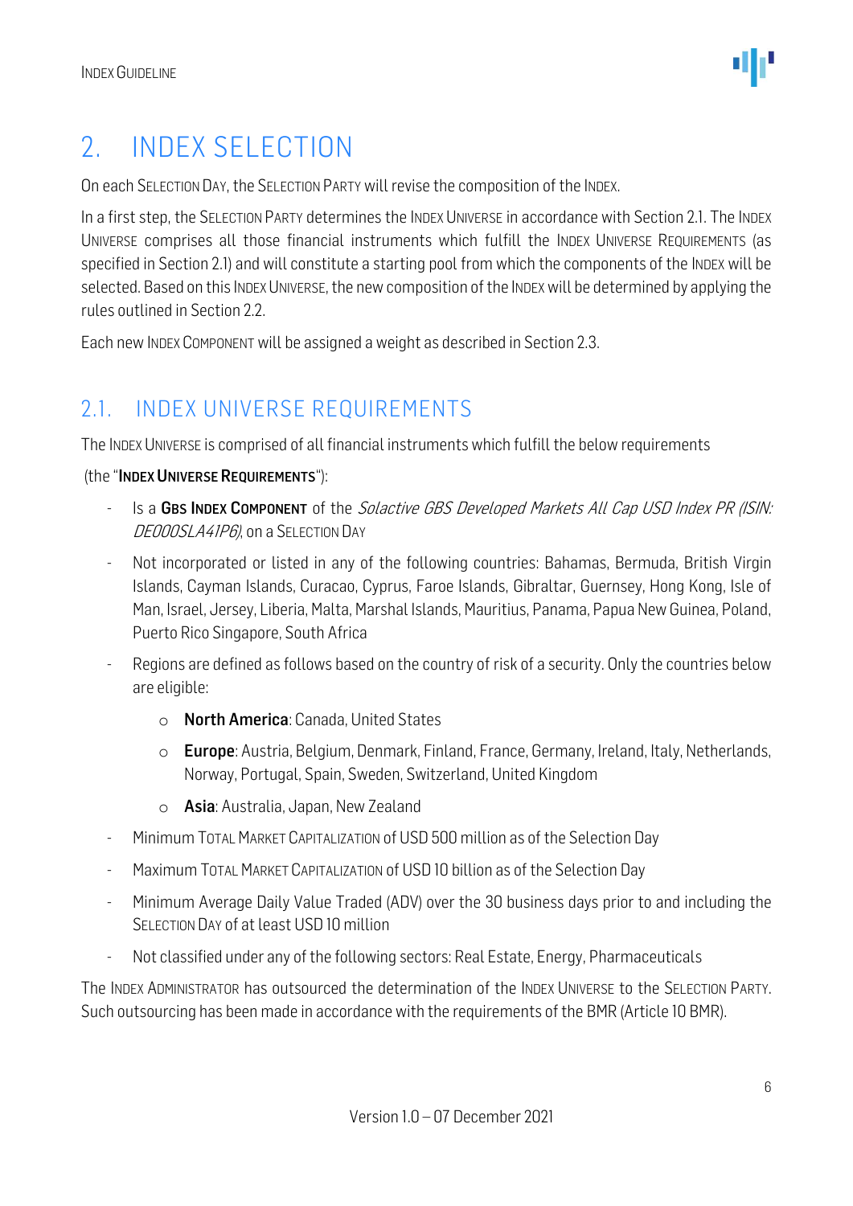# 2. INDEX SELECTION

On each SELECTION DAY, the SELECTION PARTY will revise the composition of the INDEX.

In a first step, the SELECTION PARTY determines the INDEX UNIVERSE in accordance with Section 2.1. The INDEX UNIVERSE comprises all those financial instruments which fulfill the INDEX UNIVERSE REQUIREMENTS (as specified in Section 2.1) and will constitute a starting pool from which the components of the INDEX will be selected. Based on this INDEX UNIVERSE, the new composition of the INDEX will be determined by applying the rules outlined in Section 2.2.

Each new INDEX COMPONENT will be assigned a weight as described in Section 2.3.

## 2.1. INDEX UNIVERSE REQUIREMENTS

The INDEX UNIVERSE is comprised of all financial instruments which fulfill the below requirements

(the "**INDEX UNIVERSE REQUIREMENTS**"):

- Is a **GBS INDEX COMPONENT** of the *Solactive GBS Developed Markets All Cap USD Index PR (ISIN: DE000SLA41P6)*, on a SELECTION DAY
- Not incorporated or listed in any of the following countries: Bahamas, Bermuda, British Virgin Islands, Cayman Islands, Curacao, Cyprus, Faroe Islands, Gibraltar, Guernsey, Hong Kong, Isle of Man, Israel, Jersey, Liberia, Malta, Marshal Islands, Mauritius, Panama, Papua New Guinea, Poland, Puerto Rico Singapore, South Africa
- Regions are defined as follows based on the country of risk of a security. Only the countries below are eligible:
  - **North America**: Canada, United States
  - **Europe**: Austria, Belgium, Denmark, Finland, France, Germany, Ireland, Italy, Netherlands, Norway, Portugal, Spain, Sweden, Switzerland, United Kingdom
  - **Asia**: Australia, Japan, New Zealand
- Minimum TOTAL MARKET CAPITALIZATION of USD 500 million as of the Selection Day
- Maximum TOTAL MARKET CAPITALIZATION of USD 10 billion as of the Selection Day
- Minimum Average Daily Value Traded (ADV) over the 30 business days prior to and including the SELECTION DAY of at least USD 10 million
- Not classified under any of the following sectors: Real Estate, Energy, Pharmaceuticals

The INDEX ADMINISTRATOR has outsourced the determination of the INDEX UNIVERSE to the SELECTION PARTY. Such outsourcing has been made in accordance with the requirements of the BMR (Article 10 BMR).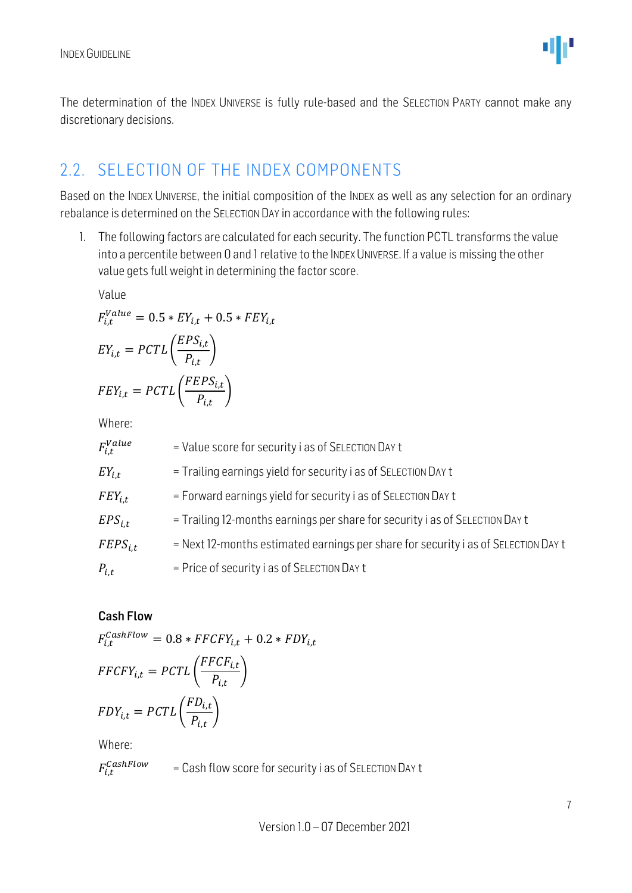The determination of the INDEX UNIVERSE is fully rule-based and the SELECTION PARTY cannot make any discretionary decisions.

## 2.2. SELECTION OF THE INDEX COMPONENTS

Based on the INDEX UNIVERSE, the initial composition of the INDEX as well as any selection for an ordinary rebalance is determined on the SELECTION DAY in accordance with the following rules:

1. The following factors are calculated for each security. The function PCTL transforms the value into a percentile between 0 and 1 relative to the INDEX UNIVERSE. If a value is missing the other value gets full weight in determining the factor score.

   Value

   $$F_{i,t}^{Value} = 0.5 * EY_{i,t} + 0.5 * FEY_{i,t}$$

   $$EY_{i,t} = PCTL\left(\frac{EPS_{i,t}}{P_{i,t}}\right)$$

   $$FEY_{i,t} = PCTL\left(\frac{FEPS_{i,t}}{P_{i,t}}\right)$$

   Where:

   | | |
   |---|---|
   | $F_{i,t}^{Value}$ | = Value score for security i as of SELECTION DAY t |
   | $EY_{i,t}$ | = Trailing earnings yield for security i as of SELECTION DAY t |
   | $FEY_{i,t}$ | = Forward earnings yield for security i as of SELECTION DAY t |
   | $EPS_{i,t}$ | = Trailing 12-months earnings per share for security i as of SELECTION DAY t |
   | $FEPS_{i,t}$ | = Next 12-months estimated earnings per share for security i as of SELECTION DAY t |
   | $P_{i,t}$ | = Price of security i as of SELECTION DAY t |

   **Cash Flow**

   $$F_{i,t}^{CashFlow} = 0.8 * FFCFY_{i,t} + 0.2 * FDY_{i,t}$$

   $$FFCFY_{i,t} = PCTL\left(\frac{FFCF_{i,t}}{P_{i,t}}\right)$$

   $$FDY_{i,t} = PCTL\left(\frac{FD_{i,t}}{P_{i,t}}\right)$$

   Where:

   | | |
   |---|---|
   | $F_{i,t}^{CashFlow}$ | = Cash flow score for security i as of SELECTION DAY t |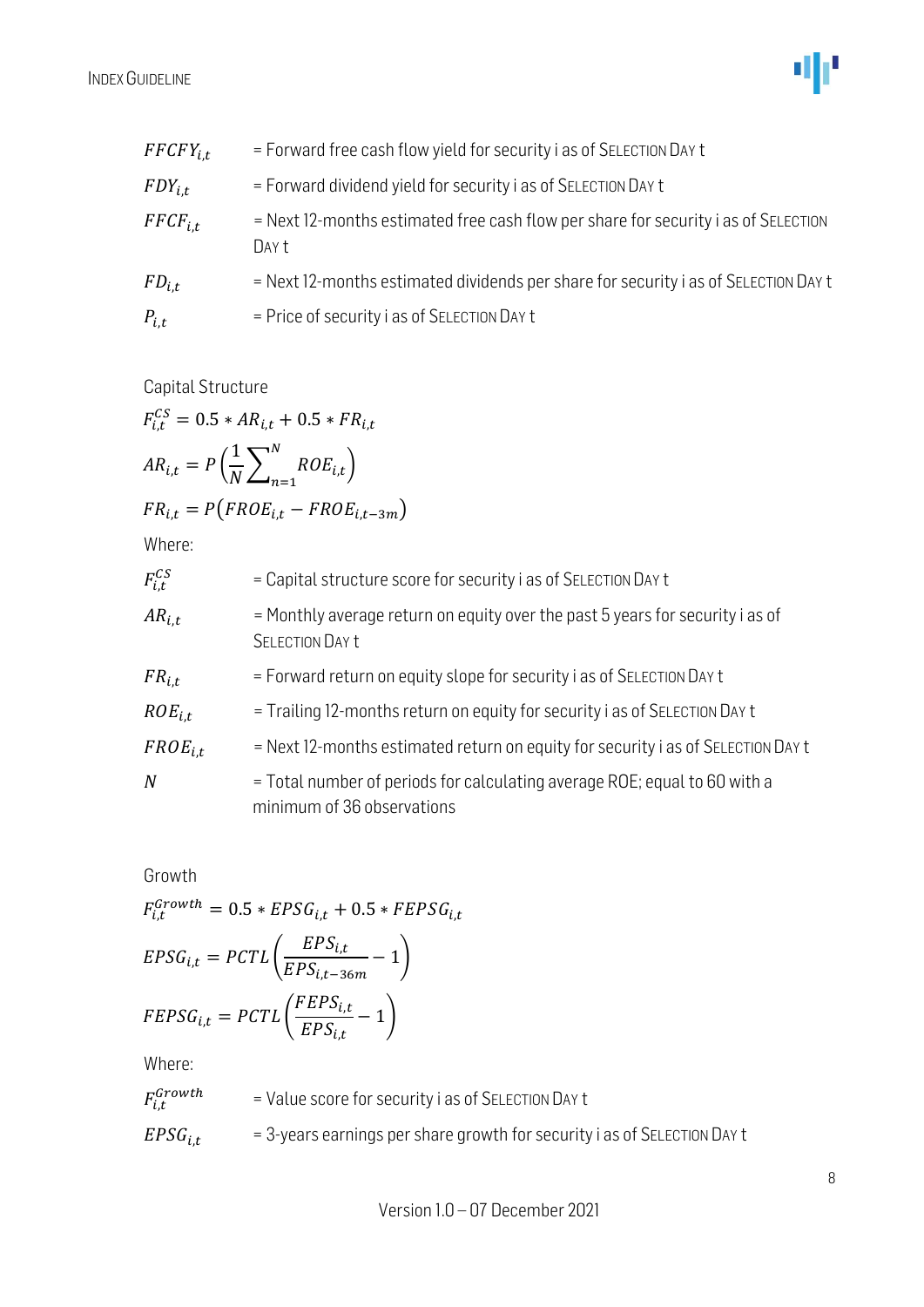| | |
|---|---|
| $FFCFY_{i,t}$ | = Forward free cash flow yield for security i as of SELECTION DAY t |
| $FDY_{i,t}$ | = Forward dividend yield for security i as of SELECTION DAY t |
| $FFCF_{i,t}$ | = Next 12-months estimated free cash flow per share for security i as of SELECTION DAY t |
| $FD_{i,t}$ | = Next 12-months estimated dividends per share for security i as of SELECTION DAY t |
| $P_{i,t}$ | = Price of security i as of SELECTION DAY t |

Capital Structure

$$F_{i,t}^{CS} = 0.5 * AR_{i,t} + 0.5 * FR_{i,t}$$

$$AR_{i,t} = P\left(\frac{1}{N}\sum_{n=1}^{N} ROE_{i,t}\right)$$

$$FR_{i,t} = P\left(FROE_{i,t} - FROE_{i,t-3m}\right)$$

Where:

| | |
|---|---|
| $F_{i,t}^{CS}$ | = Capital structure score for security i as of SELECTION DAY t |
| $AR_{i,t}$ | = Monthly average return on equity over the past 5 years for security i as of SELECTION DAY t |
| $FR_{i,t}$ | = Forward return on equity slope for security i as of SELECTION DAY t |
| $ROE_{i,t}$ | = Trailing 12-months return on equity for security i as of SELECTION DAY t |
| $FROE_{i,t}$ | = Next 12-months estimated return on equity for security i as of SELECTION DAY t |
| $N$ | = Total number of periods for calculating average ROE; equal to 60 with a minimum of 36 observations |

Growth

$$F_{i,t}^{Growth} = 0.5 * EPSG_{i,t} + 0.5 * FEPSG_{i,t}$$

$$EPSG_{i,t} = PCTL\left(\frac{EPS_{i,t}}{EPS_{i,t-36m}} - 1\right)$$

$$FEPSG_{i,t} = PCTL\left(\frac{FEPS_{i,t}}{EPS_{i,t}} - 1\right)$$

Where:

| | |
|---|---|
| $F_{i,t}^{Growth}$ | = Value score for security i as of SELECTION DAY t |
| $EPSG_{i,t}$ | = 3-years earnings per share growth for security i as of SELECTION DAY t |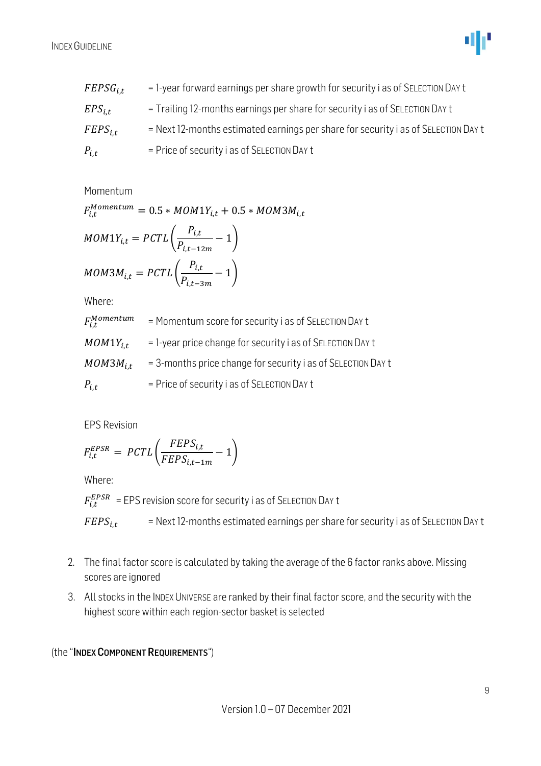$FEPSG_{i,t}$ = 1-year forward earnings per share growth for security i as of SELECTION DAY t

$EPS_{i,t}$ = Trailing 12-months earnings per share for security i as of SELECTION DAY t

$FEPS_{i,t}$ = Next 12-months estimated earnings per share for security i as of SELECTION DAY t

$P_{i,t}$ = Price of security i as of SELECTION DAY t

Momentum

$$F_{i,t}^{Momentum} = 0.5 * MOM1Y_{i,t} + 0.5 * MOM3M_{i,t}$$

$$MOM1Y_{i,t} = PCTL\left(\frac{P_{i,t}}{P_{i,t-12m}} - 1\right)$$

$$MOM3M_{i,t} = PCTL\left(\frac{P_{i,t}}{P_{i,t-3m}} - 1\right)$$

Where:

$F_{i,t}^{Momentum}$ = Momentum score for security i as of SELECTION DAY t

$MOM1Y_{i,t}$ = 1-year price change for security i as of SELECTION DAY t

$MOM3M_{i,t}$ = 3-months price change for security i as of SELECTION DAY t

$P_{i,t}$ = Price of security i as of SELECTION DAY t

EPS Revision

$$F_{i,t}^{EPSR} = PCTL\left(\frac{FEPS_{i,t}}{FEPS_{i,t-1m}} - 1\right)$$

Where:

$F_{i,t}^{EPSR}$ = EPS revision score for security i as of SELECTION DAY t

$FEPS_{i,t}$ = Next 12-months estimated earnings per share for security i as of SELECTION DAY t

2. The final factor score is calculated by taking the average of the 6 factor ranks above. Missing scores are ignored
3. All stocks in the INDEX UNIVERSE are ranked by their final factor score, and the security with the highest score within each region-sector basket is selected

(the "**INDEX COMPONENT REQUIREMENTS**")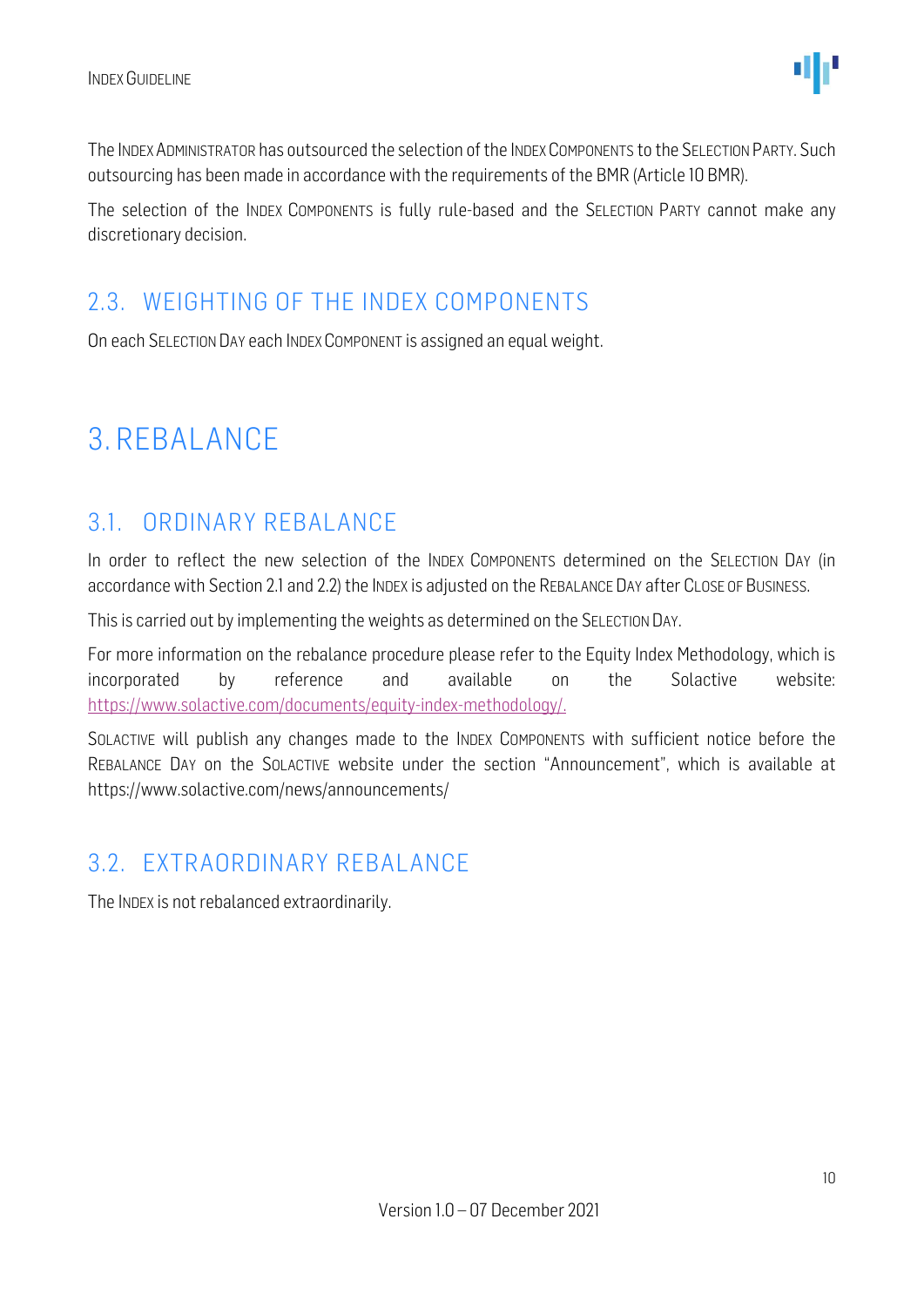The INDEX ADMINISTRATOR has outsourced the selection of the INDEX COMPONENTS to the SELECTION PARTY. Such outsourcing has been made in accordance with the requirements of the BMR (Article 10 BMR).

The selection of the INDEX COMPONENTS is fully rule-based and the SELECTION PARTY cannot make any discretionary decision.

## 2.3. WEIGHTING OF THE INDEX COMPONENTS

On each SELECTION DAY each INDEX COMPONENT is assigned an equal weight.

# 3. REBALANCE

## 3.1. ORDINARY REBALANCE

In order to reflect the new selection of the INDEX COMPONENTS determined on the SELECTION DAY (in accordance with Section 2.1 and 2.2) the INDEX is adjusted on the REBALANCE DAY after CLOSE OF BUSINESS.

This is carried out by implementing the weights as determined on the SELECTION DAY.

For more information on the rebalance procedure please refer to the Equity Index Methodology, which is incorporated by reference and available on the Solactive website: https://www.solactive.com/documents/equity-index-methodology/.

SOLACTIVE will publish any changes made to the INDEX COMPONENTS with sufficient notice before the REBALANCE DAY on the SOLACTIVE website under the section "Announcement", which is available at https://www.solactive.com/news/announcements/

## 3.2. EXTRAORDINARY REBALANCE

The INDEX is not rebalanced extraordinarily.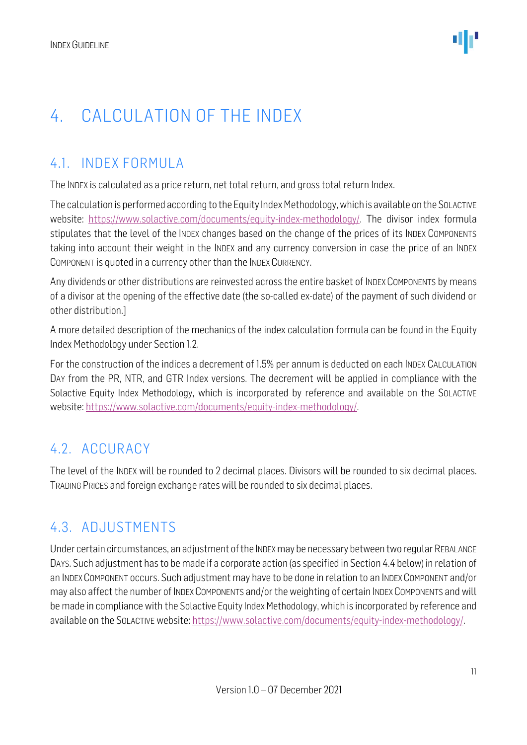# 4. CALCULATION OF THE INDEX

## 4.1. INDEX FORMULA

The INDEX is calculated as a price return, net total return, and gross total return Index.

The calculation is performed according to the Equity Index Methodology, which is available on the SOLACTIVE website: https://www.solactive.com/documents/equity-index-methodology/. The divisor index formula stipulates that the level of the INDEX changes based on the change of the prices of its INDEX COMPONENTS taking into account their weight in the INDEX and any currency conversion in case the price of an INDEX COMPONENT is quoted in a currency other than the INDEX CURRENCY.

Any dividends or other distributions are reinvested across the entire basket of INDEX COMPONENTS by means of a divisor at the opening of the effective date (the so-called ex-date) of the payment of such dividend or other distribution.]

A more detailed description of the mechanics of the index calculation formula can be found in the Equity Index Methodology under Section 1.2.

For the construction of the indices a decrement of 1.5% per annum is deducted on each INDEX CALCULATION DAY from the PR, NTR, and GTR Index versions. The decrement will be applied in compliance with the Solactive Equity Index Methodology, which is incorporated by reference and available on the SOLACTIVE website: https://www.solactive.com/documents/equity-index-methodology/.

## 4.2. ACCURACY

The level of the INDEX will be rounded to 2 decimal places. Divisors will be rounded to six decimal places. TRADING PRICES and foreign exchange rates will be rounded to six decimal places.

## 4.3. ADJUSTMENTS

Under certain circumstances, an adjustment of the INDEX may be necessary between two regular REBALANCE DAYS. Such adjustment has to be made if a corporate action (as specified in Section 4.4 below) in relation of an INDEX COMPONENT occurs. Such adjustment may have to be done in relation to an INDEX COMPONENT and/or may also affect the number of INDEX COMPONENTS and/or the weighting of certain INDEX COMPONENTS and will be made in compliance with the Solactive Equity Index Methodology, which is incorporated by reference and available on the SOLACTIVE website: https://www.solactive.com/documents/equity-index-methodology/.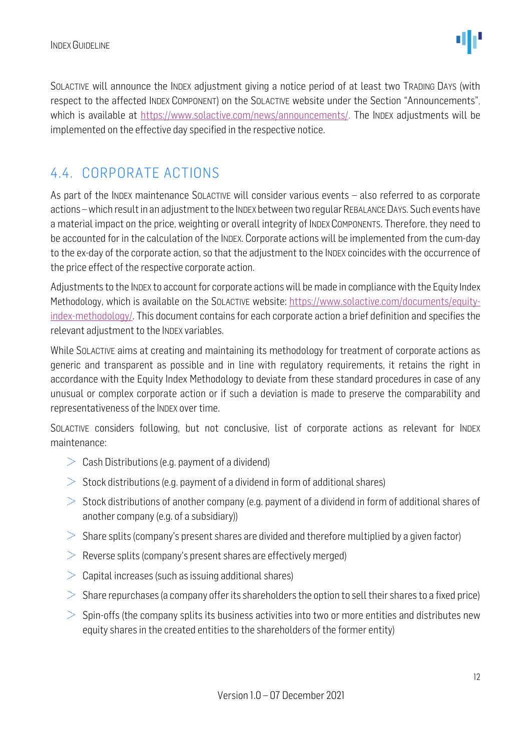SOLACTIVE will announce the INDEX adjustment giving a notice period of at least two TRADING DAYS (with respect to the affected INDEX COMPONENT) on the SOLACTIVE website under the Section "Announcements", which is available at https://www.solactive.com/news/announcements/. The INDEX adjustments will be implemented on the effective day specified in the respective notice.

## 4.4. CORPORATE ACTIONS

As part of the INDEX maintenance SOLACTIVE will consider various events – also referred to as corporate actions – which result in an adjustment to the INDEX between two regular REBALANCE DAYS. Such events have a material impact on the price, weighting or overall integrity of INDEX COMPONENTS. Therefore, they need to be accounted for in the calculation of the INDEX. Corporate actions will be implemented from the cum-day to the ex-day of the corporate action, so that the adjustment to the INDEX coincides with the occurrence of the price effect of the respective corporate action.

Adjustments to the INDEX to account for corporate actions will be made in compliance with the Equity Index Methodology, which is available on the SOLACTIVE website: https://www.solactive.com/documents/equity-index-methodology/. This document contains for each corporate action a brief definition and specifies the relevant adjustment to the INDEX variables.

While SOLACTIVE aims at creating and maintaining its methodology for treatment of corporate actions as generic and transparent as possible and in line with regulatory requirements, it retains the right in accordance with the Equity Index Methodology to deviate from these standard procedures in case of any unusual or complex corporate action or if such a deviation is made to preserve the comparability and representativeness of the INDEX over time.

SOLACTIVE considers following, but not conclusive, list of corporate actions as relevant for INDEX maintenance:

- Cash Distributions (e.g. payment of a dividend)
- Stock distributions (e.g. payment of a dividend in form of additional shares)
- Stock distributions of another company (e.g. payment of a dividend in form of additional shares of another company (e.g. of a subsidiary))
- Share splits (company's present shares are divided and therefore multiplied by a given factor)
- Reverse splits (company's present shares are effectively merged)
- Capital increases (such as issuing additional shares)
- Share repurchases (a company offer its shareholders the option to sell their shares to a fixed price)
- Spin-offs (the company splits its business activities into two or more entities and distributes new equity shares in the created entities to the shareholders of the former entity)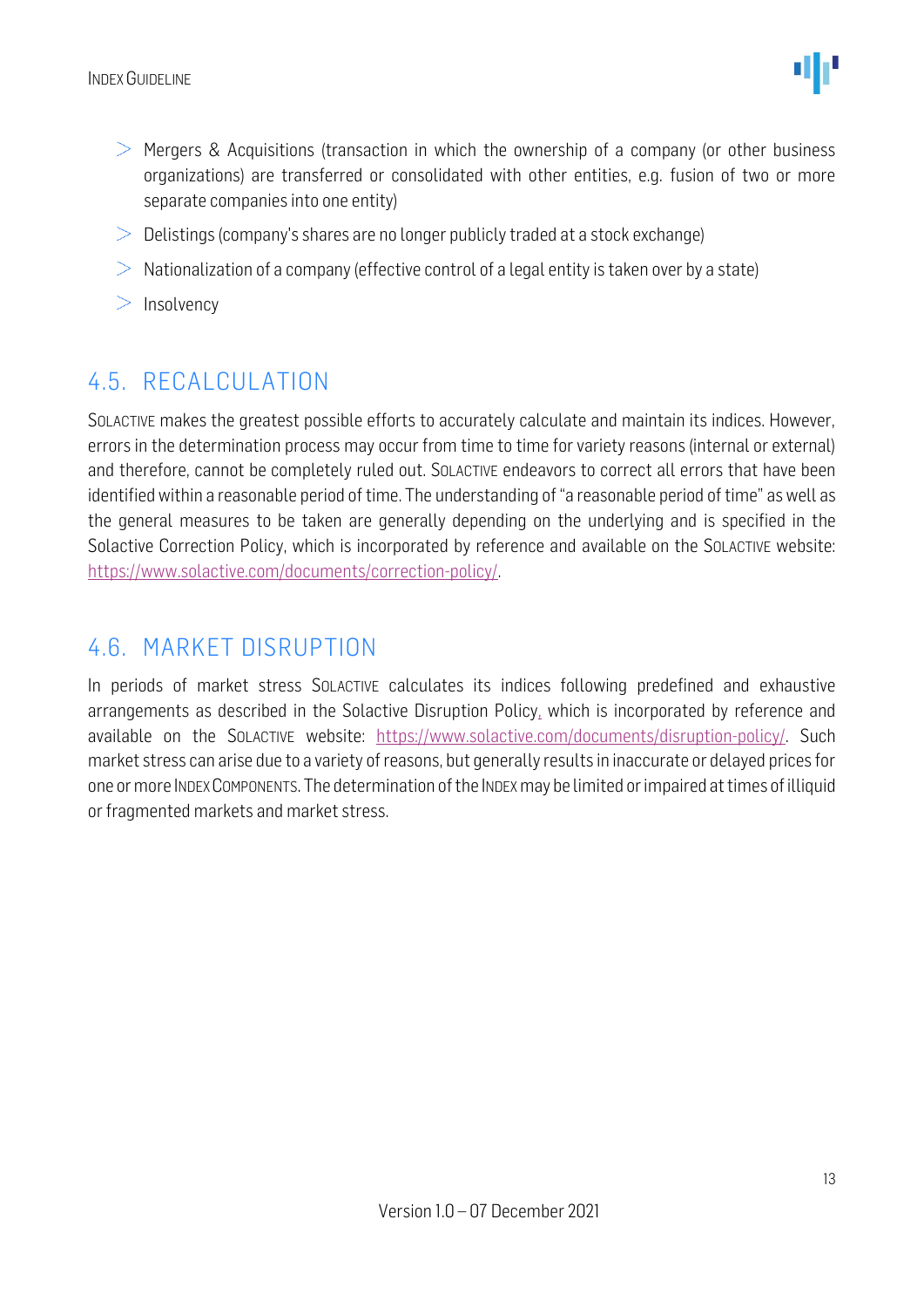- Mergers & Acquisitions (transaction in which the ownership of a company (or other business organizations) are transferred or consolidated with other entities, e.g. fusion of two or more separate companies into one entity)
- Delistings (company's shares are no longer publicly traded at a stock exchange)
- Nationalization of a company (effective control of a legal entity is taken over by a state)
- Insolvency

## 4.5. RECALCULATION

SOLACTIVE makes the greatest possible efforts to accurately calculate and maintain its indices. However, errors in the determination process may occur from time to time for variety reasons (internal or external) and therefore, cannot be completely ruled out. SOLACTIVE endeavors to correct all errors that have been identified within a reasonable period of time. The understanding of "a reasonable period of time" as well as the general measures to be taken are generally depending on the underlying and is specified in the Solactive Correction Policy, which is incorporated by reference and available on the SOLACTIVE website: https://www.solactive.com/documents/correction-policy/.

## 4.6. MARKET DISRUPTION

In periods of market stress SOLACTIVE calculates its indices following predefined and exhaustive arrangements as described in the Solactive Disruption Policy, which is incorporated by reference and available on the SOLACTIVE website: https://www.solactive.com/documents/disruption-policy/. Such market stress can arise due to a variety of reasons, but generally results in inaccurate or delayed prices for one or more INDEX COMPONENTS. The determination of the INDEX may be limited or impaired at times of illiquid or fragmented markets and market stress.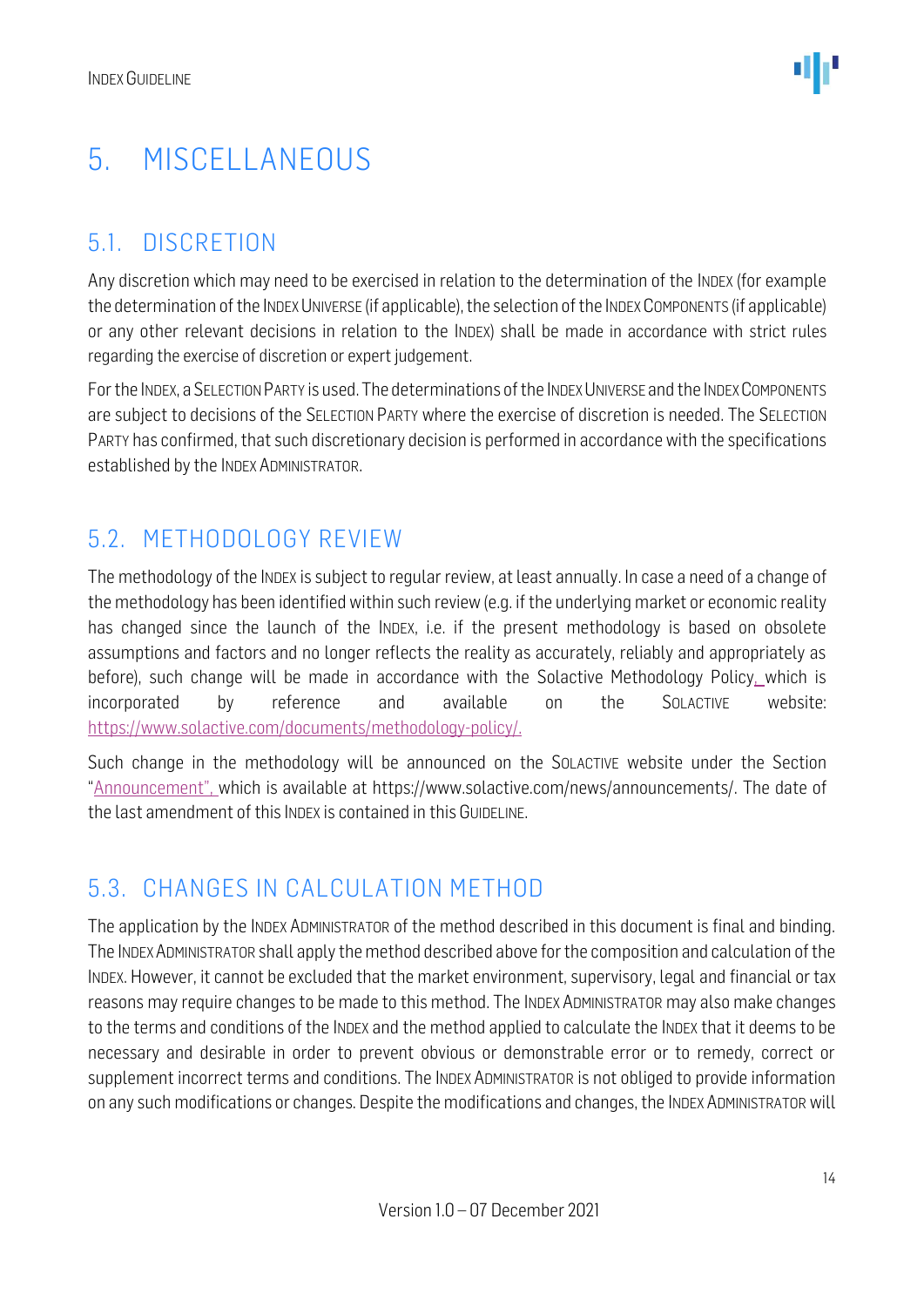# 5. MISCELLANEOUS

## 5.1. DISCRETION

Any discretion which may need to be exercised in relation to the determination of the INDEX (for example the determination of the INDEX UNIVERSE (if applicable), the selection of the INDEX COMPONENTS (if applicable) or any other relevant decisions in relation to the INDEX) shall be made in accordance with strict rules regarding the exercise of discretion or expert judgement.

For the INDEX, a SELECTION PARTY is used. The determinations of the INDEX UNIVERSE and the INDEX COMPONENTS are subject to decisions of the SELECTION PARTY where the exercise of discretion is needed. The SELECTION PARTY has confirmed, that such discretionary decision is performed in accordance with the specifications established by the INDEX ADMINISTRATOR.

## 5.2. METHODOLOGY REVIEW

The methodology of the INDEX is subject to regular review, at least annually. In case a need of a change of the methodology has been identified within such review (e.g. if the underlying market or economic reality has changed since the launch of the INDEX, i.e. if the present methodology is based on obsolete assumptions and factors and no longer reflects the reality as accurately, reliably and appropriately as before), such change will be made in accordance with the Solactive Methodology Policy, which is incorporated by reference and available on the SOLACTIVE website: https://www.solactive.com/documents/methodology-policy/.

Such change in the methodology will be announced on the SOLACTIVE website under the Section "Announcement", which is available at https://www.solactive.com/news/announcements/. The date of the last amendment of this INDEX is contained in this GUIDELINE.

## 5.3. CHANGES IN CALCULATION METHOD

The application by the INDEX ADMINISTRATOR of the method described in this document is final and binding. The INDEX ADMINISTRATOR shall apply the method described above for the composition and calculation of the INDEX. However, it cannot be excluded that the market environment, supervisory, legal and financial or tax reasons may require changes to be made to this method. The INDEX ADMINISTRATOR may also make changes to the terms and conditions of the INDEX and the method applied to calculate the INDEX that it deems to be necessary and desirable in order to prevent obvious or demonstrable error or to remedy, correct or supplement incorrect terms and conditions. The INDEX ADMINISTRATOR is not obliged to provide information on any such modifications or changes. Despite the modifications and changes, the INDEX ADMINISTRATOR will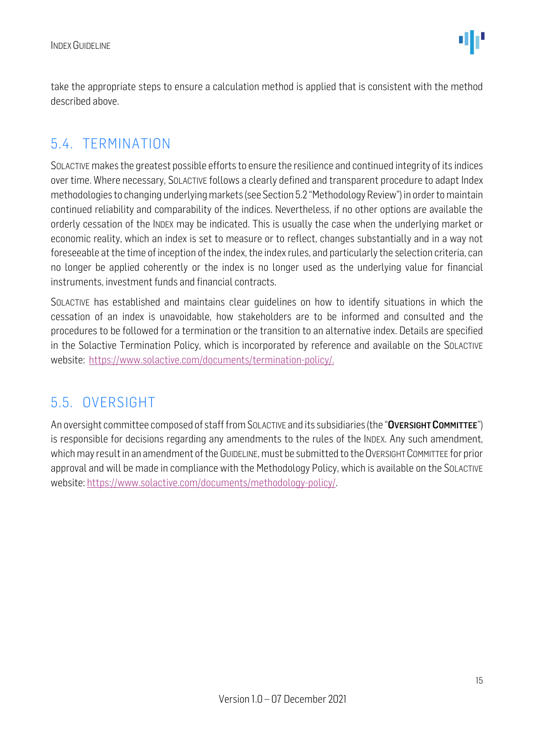take the appropriate steps to ensure a calculation method is applied that is consistent with the method described above.

## 5.4. TERMINATION

SOLACTIVE makes the greatest possible efforts to ensure the resilience and continued integrity of its indices over time. Where necessary, SOLACTIVE follows a clearly defined and transparent procedure to adapt Index methodologies to changing underlying markets (see Section 5.2 "Methodology Review") in order to maintain continued reliability and comparability of the indices. Nevertheless, if no other options are available the orderly cessation of the INDEX may be indicated. This is usually the case when the underlying market or economic reality, which an index is set to measure or to reflect, changes substantially and in a way not foreseeable at the time of inception of the index, the index rules, and particularly the selection criteria, can no longer be applied coherently or the index is no longer used as the underlying value for financial instruments, investment funds and financial contracts.

SOLACTIVE has established and maintains clear guidelines on how to identify situations in which the cessation of an index is unavoidable, how stakeholders are to be informed and consulted and the procedures to be followed for a termination or the transition to an alternative index. Details are specified in the Solactive Termination Policy, which is incorporated by reference and available on the SOLACTIVE website: https://www.solactive.com/documents/termination-policy/.

## 5.5. OVERSIGHT

An oversight committee composed of staff from SOLACTIVE and its subsidiaries (the "**OVERSIGHT COMMITTEE**") is responsible for decisions regarding any amendments to the rules of the INDEX. Any such amendment, which may result in an amendment of the GUIDELINE, must be submitted to the OVERSIGHT COMMITTEE for prior approval and will be made in compliance with the Methodology Policy, which is available on the SOLACTIVE website: https://www.solactive.com/documents/methodology-policy/.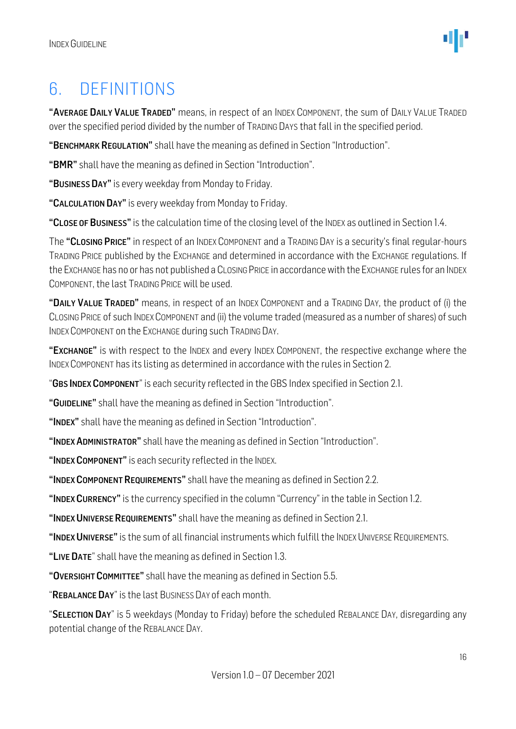# 6. DEFINITIONS

**"AVERAGE DAILY VALUE TRADED"** means, in respect of an INDEX COMPONENT, the sum of DAILY VALUE TRADED over the specified period divided by the number of TRADING DAYS that fall in the specified period.

**"BENCHMARK REGULATION"** shall have the meaning as defined in Section "Introduction".

**"BMR"** shall have the meaning as defined in Section "Introduction".

**"BUSINESS DAY"** is every weekday from Monday to Friday.

**"CALCULATION DAY"** is every weekday from Monday to Friday.

**"CLOSE OF BUSINESS"** is the calculation time of the closing level of the INDEX as outlined in Section 1.4.

The **"CLOSING PRICE"** in respect of an INDEX COMPONENT and a TRADING DAY is a security's final regular-hours TRADING PRICE published by the EXCHANGE and determined in accordance with the EXCHANGE regulations. If the EXCHANGE has no or has not published a CLOSING PRICE in accordance with the EXCHANGE rules for an INDEX COMPONENT, the last TRADING PRICE will be used.

**"DAILY VALUE TRADED"** means, in respect of an INDEX COMPONENT and a TRADING DAY, the product of (i) the CLOSING PRICE of such INDEX COMPONENT and (ii) the volume traded (measured as a number of shares) of such INDEX COMPONENT on the EXCHANGE during such TRADING DAY.

**"EXCHANGE"** is with respect to the INDEX and every INDEX COMPONENT, the respective exchange where the INDEX COMPONENT has its listing as determined in accordance with the rules in Section 2.

"**GBS INDEX COMPONENT**" is each security reflected in the GBS Index specified in Section 2.1.

**"GUIDELINE"** shall have the meaning as defined in Section "Introduction".

**"INDEX"** shall have the meaning as defined in Section "Introduction".

**"INDEX ADMINISTRATOR"** shall have the meaning as defined in Section "Introduction".

**"INDEX COMPONENT"** is each security reflected in the INDEX.

**"INDEX COMPONENT REQUIREMENTS"** shall have the meaning as defined in Section 2.2.

**"INDEX CURRENCY"** is the currency specified in the column "Currency" in the table in Section 1.2.

**"INDEX UNIVERSE REQUIREMENTS"** shall have the meaning as defined in Section 2.1.

**"INDEX UNIVERSE"** is the sum of all financial instruments which fulfill the INDEX UNIVERSE REQUIREMENTS.

**"LIVE DATE**" shall have the meaning as defined in Section 1.3.

**"OVERSIGHT COMMITTEE"** shall have the meaning as defined in Section 5.5.

"**REBALANCE DAY**" is the last BUSINESS DAY of each month.

"**SELECTION DAY**" is 5 weekdays (Monday to Friday) before the scheduled REBALANCE DAY, disregarding any potential change of the REBALANCE DAY.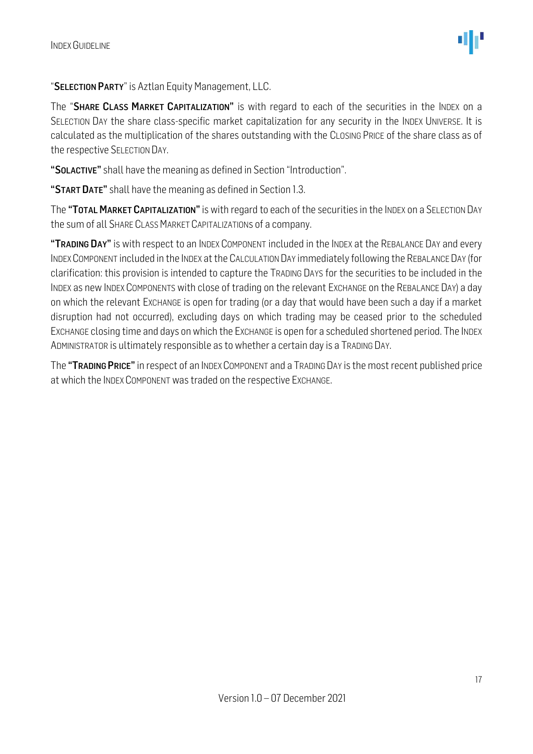"**SELECTION PARTY**" is Aztlan Equity Management, LLC.

The "**SHARE CLASS MARKET CAPITALIZATION**" is with regard to each of the securities in the INDEX on a SELECTION DAY the share class-specific market capitalization for any security in the INDEX UNIVERSE. It is calculated as the multiplication of the shares outstanding with the CLOSING PRICE of the share class as of the respective SELECTION DAY.

"**SOLACTIVE**" shall have the meaning as defined in Section "Introduction".

"**START DATE**" shall have the meaning as defined in Section 1.3.

The "**TOTAL MARKET CAPITALIZATION**" is with regard to each of the securities in the INDEX on a SELECTION DAY the sum of all SHARE CLASS MARKET CAPITALIZATIONS of a company.

"**TRADING DAY**" is with respect to an INDEX COMPONENT included in the INDEX at the REBALANCE DAY and every INDEX COMPONENT included in the INDEX at the CALCULATION DAY immediately following the REBALANCE DAY (for clarification: this provision is intended to capture the TRADING DAYS for the securities to be included in the INDEX as new INDEX COMPONENTS with close of trading on the relevant EXCHANGE on the REBALANCE DAY) a day on which the relevant EXCHANGE is open for trading (or a day that would have been such a day if a market disruption had not occurred), excluding days on which trading may be ceased prior to the scheduled EXCHANGE closing time and days on which the EXCHANGE is open for a scheduled shortened period. The INDEX ADMINISTRATOR is ultimately responsible as to whether a certain day is a TRADING DAY.

The "**TRADING PRICE**" in respect of an INDEX COMPONENT and a TRADING DAY is the most recent published price at which the INDEX COMPONENT was traded on the respective EXCHANGE.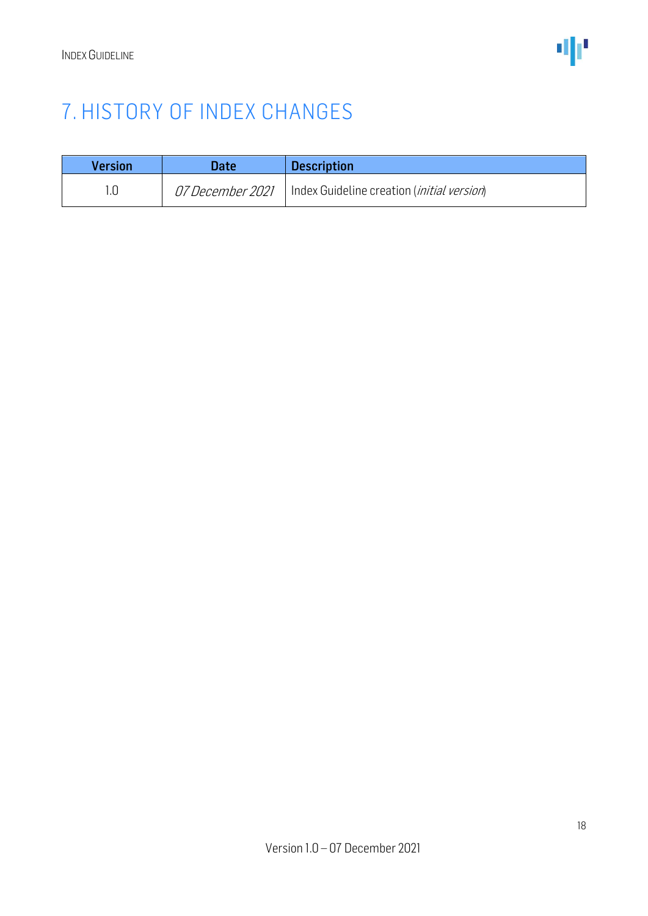# 7. HISTORY OF INDEX CHANGES

| Version | Date | Description |
|---|---|---|
| 1.0 | *07 December 2021* | Index Guideline creation (*initial version*) |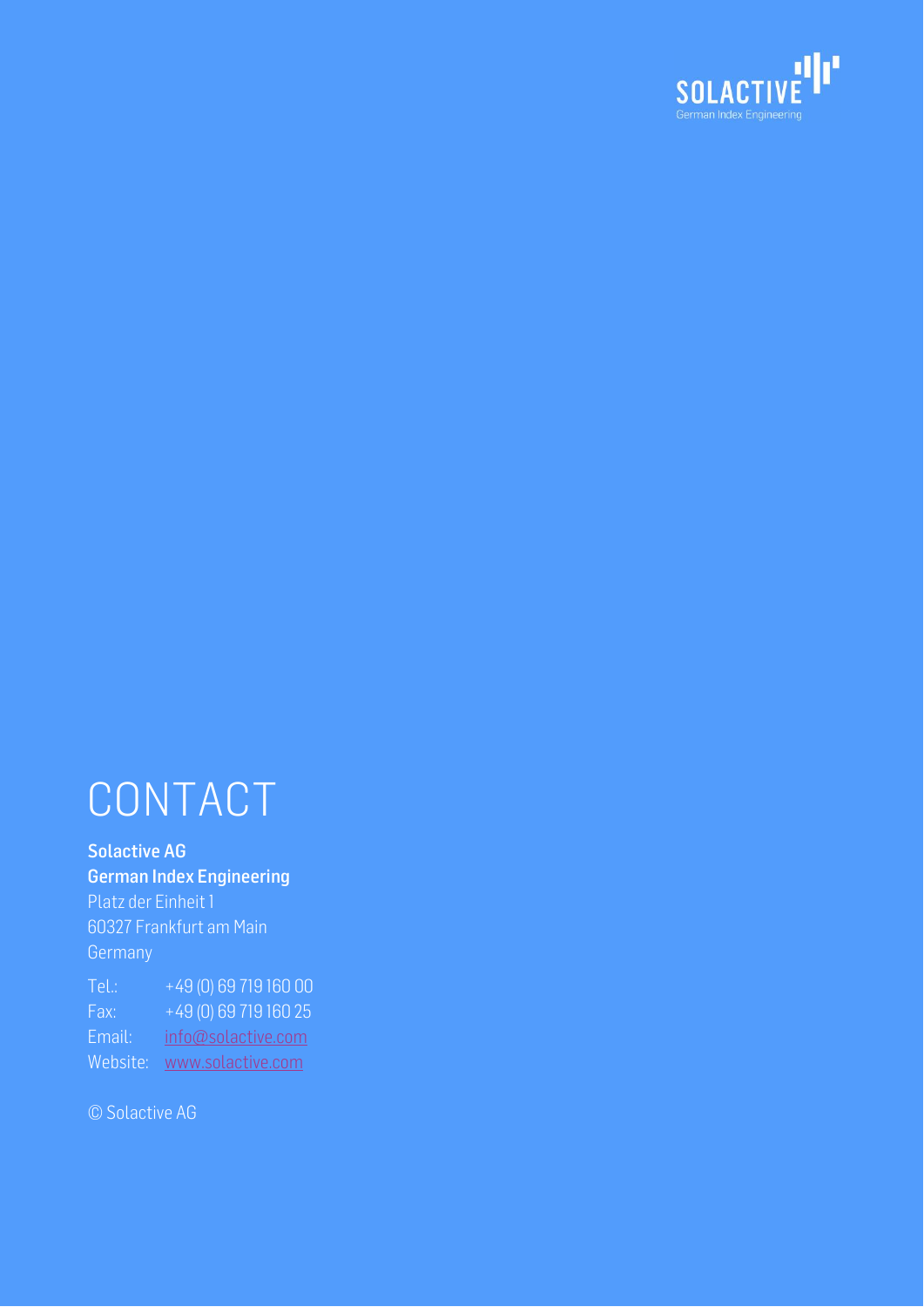SOLACTIVE
German Index Engineering

# CONTACT

**Solactive AG**
**German Index Engineering**
Platz der Einheit 1
60327 Frankfurt am Main
Germany

Tel.: +49 (0) 69 719 160 00
Fax: +49 (0) 69 719 160 25
Email: info@solactive.com
Website: www.solactive.com

© Solactive AG